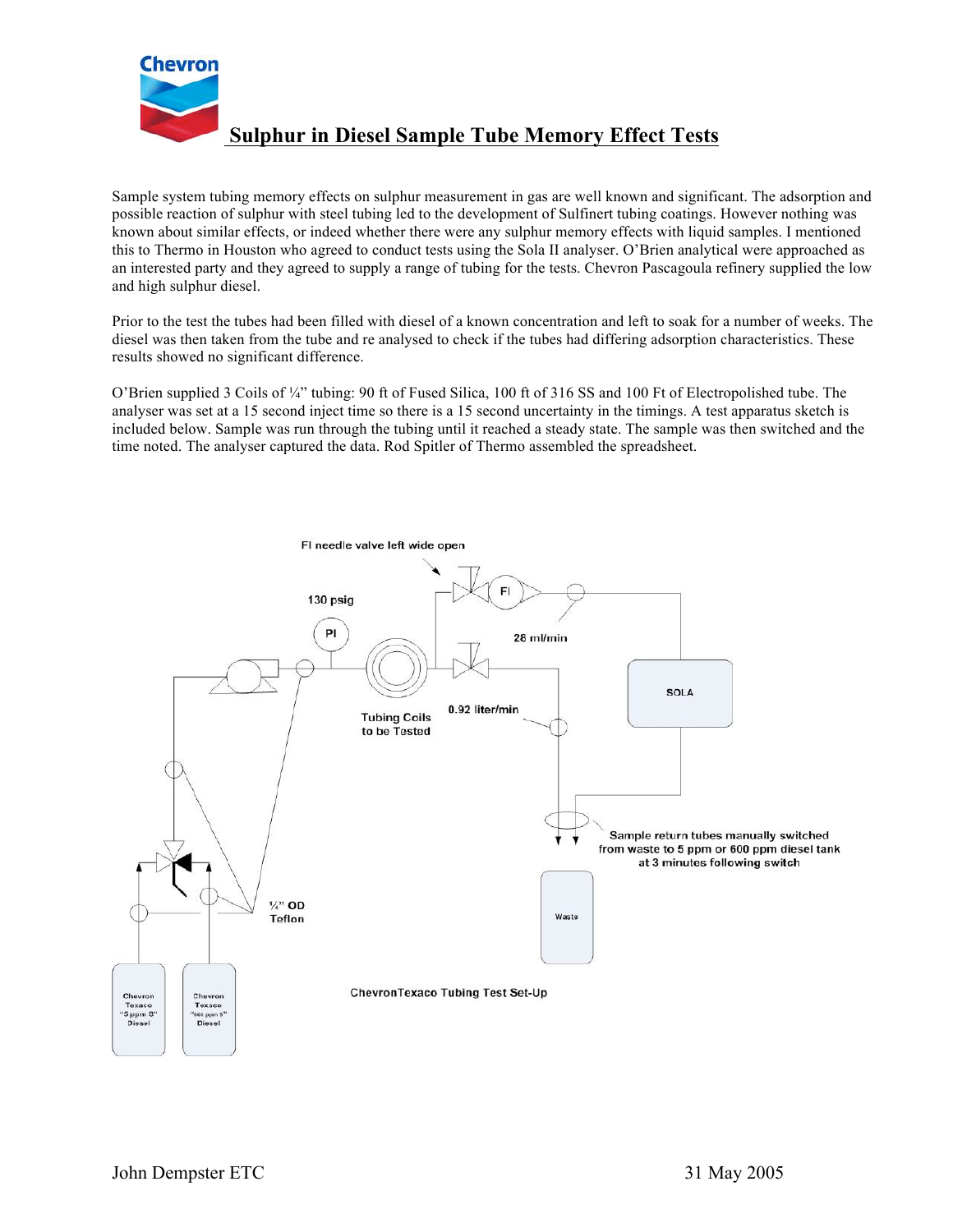# Sulphur in Diesel Sample Tube Memory Effect Tests

Sample system tubing memory effects on sulphur measurement in gas are well known and significant. The adsorption and possible reaction of sulphur with steel tubing led to the development of Sulfinert tubing coatings. However nothing was known about similar effects, or indeed whether there were any sulphur memory effects with liquid samples. I mentioned this to Thermo in Houston who agreed to conduct tests using the Sola II analyser. O'Brien analytical were approached as an interested party and they agreed to supply a range of tubing for the tests. Chevron Pascagoula refinery supplied the low and high sulphur diesel.

Prior to the test the tubes had been filled with diesel of a known concentration and left to soak for a number of weeks. The diesel was then taken from the tube and re analysed to check if the tubes had differing adsorption characteristics. These results showed no significant difference.

O'Brien supplied 3 Coils of ¼" tubing: 90 ft of Fused Silica, 100 ft of 316 SS and 100 Ft of Electropolished tube. The analyser was set at a 15 second inject time so there is a 15 second uncertainty in the timings. A test apparatus sketch is included below. Sample was run through the tubing until it reached a steady state. The sample was then switched and the time noted. The analyser captured the data. Rod Spitler of Thermo assembled the spreadsheet.

ChevronTexaco Tubing Test Set-Up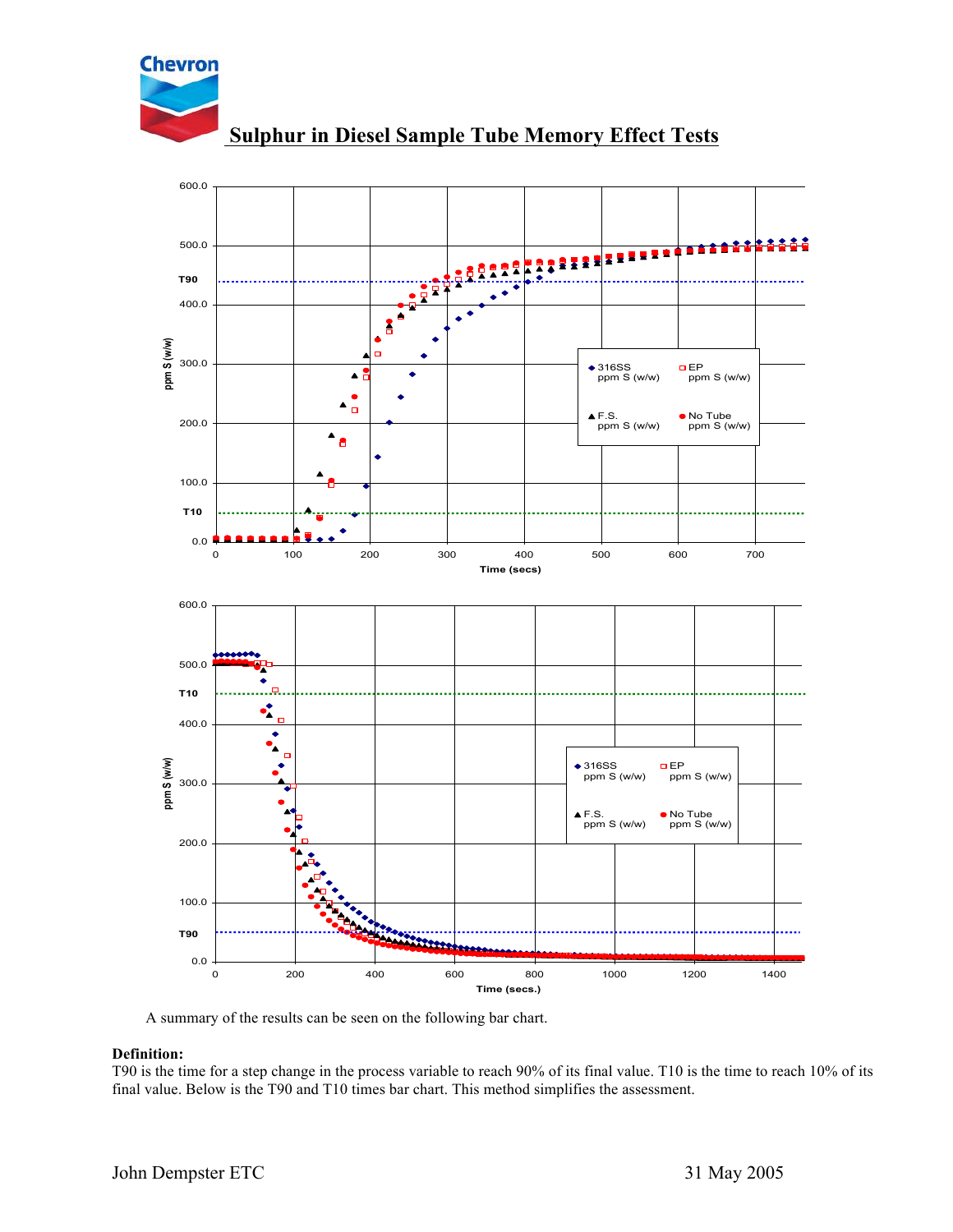# Sulphur in Diesel Sample Tube Memory Effect Tests

A summary of the results can be seen on the following bar chart.

**Definition:**
T90 is the time for a step change in the process variable to reach 90% of its final value. T10 is the time to reach 10% of its final value. Below is the T90 and T10 times bar chart. This method simplifies the assessment.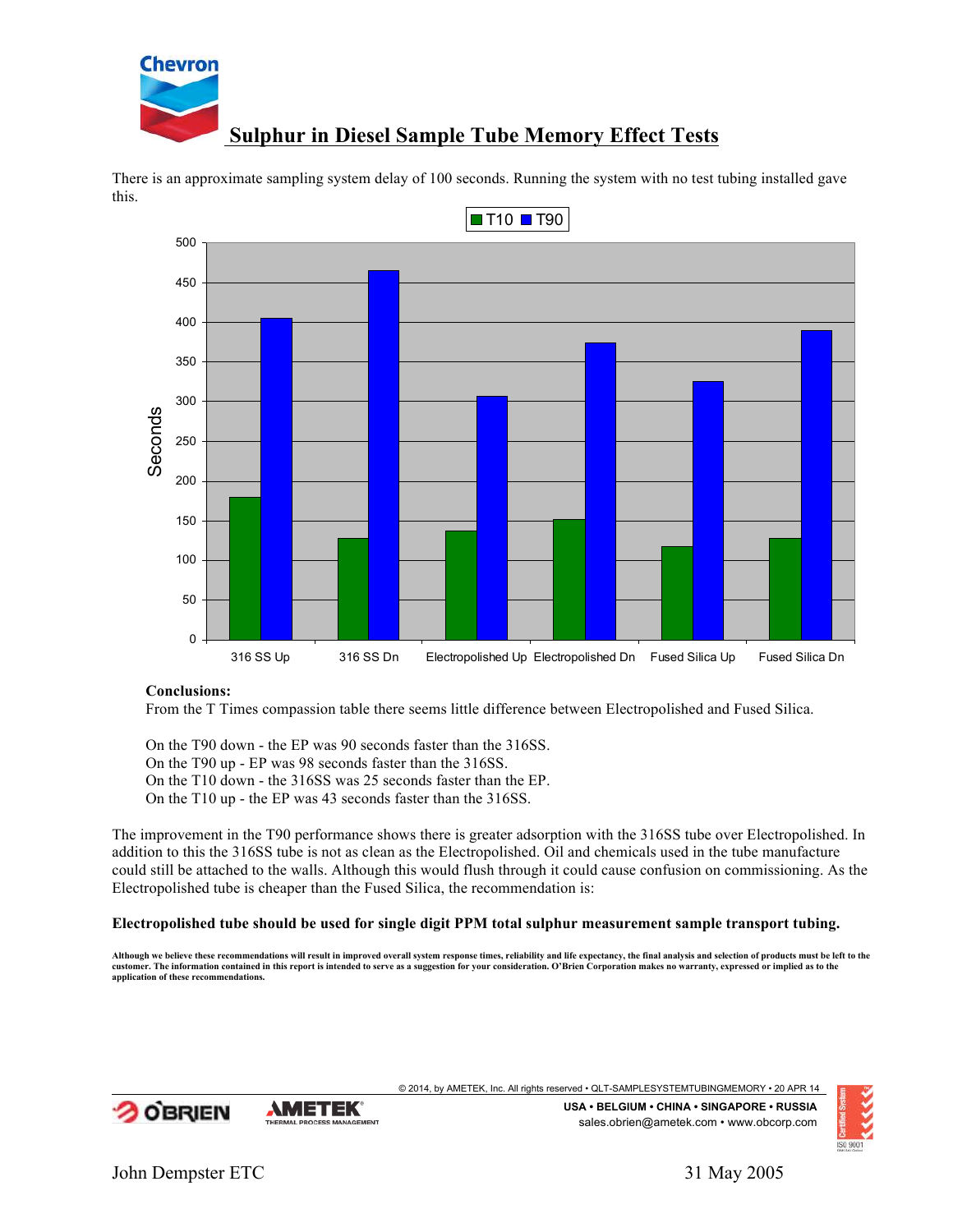# Sulphur in Diesel Sample Tube Memory Effect Tests

There is an approximate sampling system delay of 100 seconds. Running the system with no test tubing installed gave this.

T10 T90

Seconds

500
450
400
350
300
250
200
150
100
50
0

316 SS Up
316 SS Dn
Electropolished Up
Electropolished Dn
Fused Silica Up
Fused Silica Dn

**Conclusions:**

From the T Times compassion table there seems little difference between Electropolished and Fused Silica.

On the T90 down - the EP was 90 seconds faster than the 316SS.
On the T90 up - EP was 98 seconds faster than the 316SS.
On the T10 down - the 316SS was 25 seconds faster than the EP.
On the T10 up - the EP was 43 seconds faster than the 316SS.

The improvement in the T90 performance shows there is greater adsorption with the 316SS tube over Electropolished. In addition to this the 316SS tube is not as clean as the Electropolished. Oil and chemicals used in the tube manufacture could still be attached to the walls. Although this would flush through it could cause confusion on commissioning. As the Electropolished tube is cheaper than the Fused Silica, the recommendation is:

**Electropolished tube should be used for single digit PPM total sulphur measurement sample transport tubing.**

**Although we believe these recommendations will result in improved overall system response times, reliability and life expectancy, the final analysis and selection of products must be left to the customer. The information contained in this report is intended to serve as a suggestion for your consideration. O'Brien Corporation makes no warranty, expressed or implied as to the application of these recommendations.**

© 2014, by AMETEK, Inc. All rights reserved • QLT-SAMPLESYSTEMTUBINGMEMORY • 20 APR 14

USA • BELGIUM • CHINA • SINGAPORE • RUSSIA
sales.obrien@ametek.com • www.obcorp.com

John Dempster ETC 31 May 2005